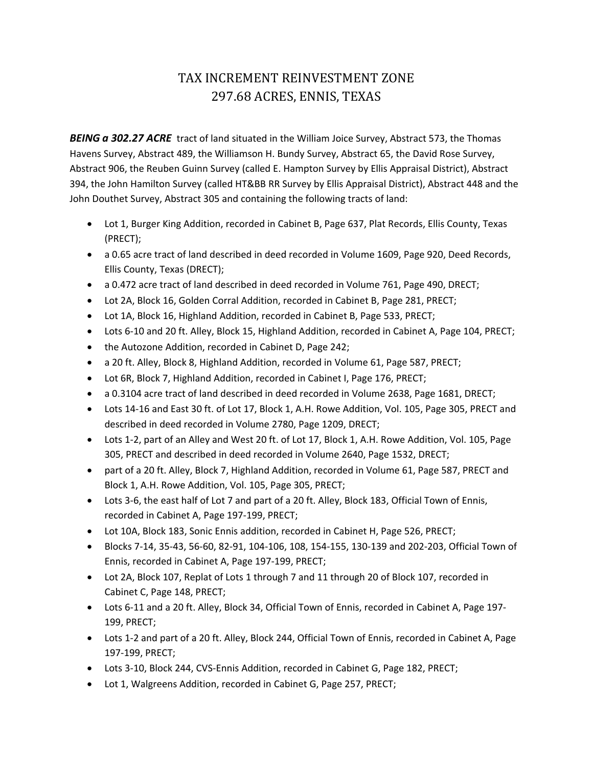# TAX INCREMENT REINVESTMENT ZONE
# 297.68 ACRES, ENNIS, TEXAS

***BEING a 302.27 ACRE*** tract of land situated in the William Joice Survey, Abstract 573, the Thomas Havens Survey, Abstract 489, the Williamson H. Bundy Survey, Abstract 65, the David Rose Survey, Abstract 906, the Reuben Guinn Survey (called E. Hampton Survey by Ellis Appraisal District), Abstract 394, the John Hamilton Survey (called HT&BB RR Survey by Ellis Appraisal District), Abstract 448 and the John Douthet Survey, Abstract 305 and containing the following tracts of land:

- Lot 1, Burger King Addition, recorded in Cabinet B, Page 637, Plat Records, Ellis County, Texas (PRECT);
- a 0.65 acre tract of land described in deed recorded in Volume 1609, Page 920, Deed Records, Ellis County, Texas (DRECT);
- a 0.472 acre tract of land described in deed recorded in Volume 761, Page 490, DRECT;
- Lot 2A, Block 16, Golden Corral Addition, recorded in Cabinet B, Page 281, PRECT;
- Lot 1A, Block 16, Highland Addition, recorded in Cabinet B, Page 533, PRECT;
- Lots 6-10 and 20 ft. Alley, Block 15, Highland Addition, recorded in Cabinet A, Page 104, PRECT;
- the Autozone Addition, recorded in Cabinet D, Page 242;
- a 20 ft. Alley, Block 8, Highland Addition, recorded in Volume 61, Page 587, PRECT;
- Lot 6R, Block 7, Highland Addition, recorded in Cabinet I, Page 176, PRECT;
- a 0.3104 acre tract of land described in deed recorded in Volume 2638, Page 1681, DRECT;
- Lots 14-16 and East 30 ft. of Lot 17, Block 1, A.H. Rowe Addition, Vol. 105, Page 305, PRECT and described in deed recorded in Volume 2780, Page 1209, DRECT;
- Lots 1-2, part of an Alley and West 20 ft. of Lot 17, Block 1, A.H. Rowe Addition, Vol. 105, Page 305, PRECT and described in deed recorded in Volume 2640, Page 1532, DRECT;
- part of a 20 ft. Alley, Block 7, Highland Addition, recorded in Volume 61, Page 587, PRECT and Block 1, A.H. Rowe Addition, Vol. 105, Page 305, PRECT;
- Lots 3-6, the east half of Lot 7 and part of a 20 ft. Alley, Block 183, Official Town of Ennis, recorded in Cabinet A, Page 197-199, PRECT;
- Lot 10A, Block 183, Sonic Ennis addition, recorded in Cabinet H, Page 526, PRECT;
- Blocks 7-14, 35-43, 56-60, 82-91, 104-106, 108, 154-155, 130-139 and 202-203, Official Town of Ennis, recorded in Cabinet A, Page 197-199, PRECT;
- Lot 2A, Block 107, Replat of Lots 1 through 7 and 11 through 20 of Block 107, recorded in Cabinet C, Page 148, PRECT;
- Lots 6-11 and a 20 ft. Alley, Block 34, Official Town of Ennis, recorded in Cabinet A, Page 197-199, PRECT;
- Lots 1-2 and part of a 20 ft. Alley, Block 244, Official Town of Ennis, recorded in Cabinet A, Page 197-199, PRECT;
- Lots 3-10, Block 244, CVS-Ennis Addition, recorded in Cabinet G, Page 182, PRECT;
- Lot 1, Walgreens Addition, recorded in Cabinet G, Page 257, PRECT;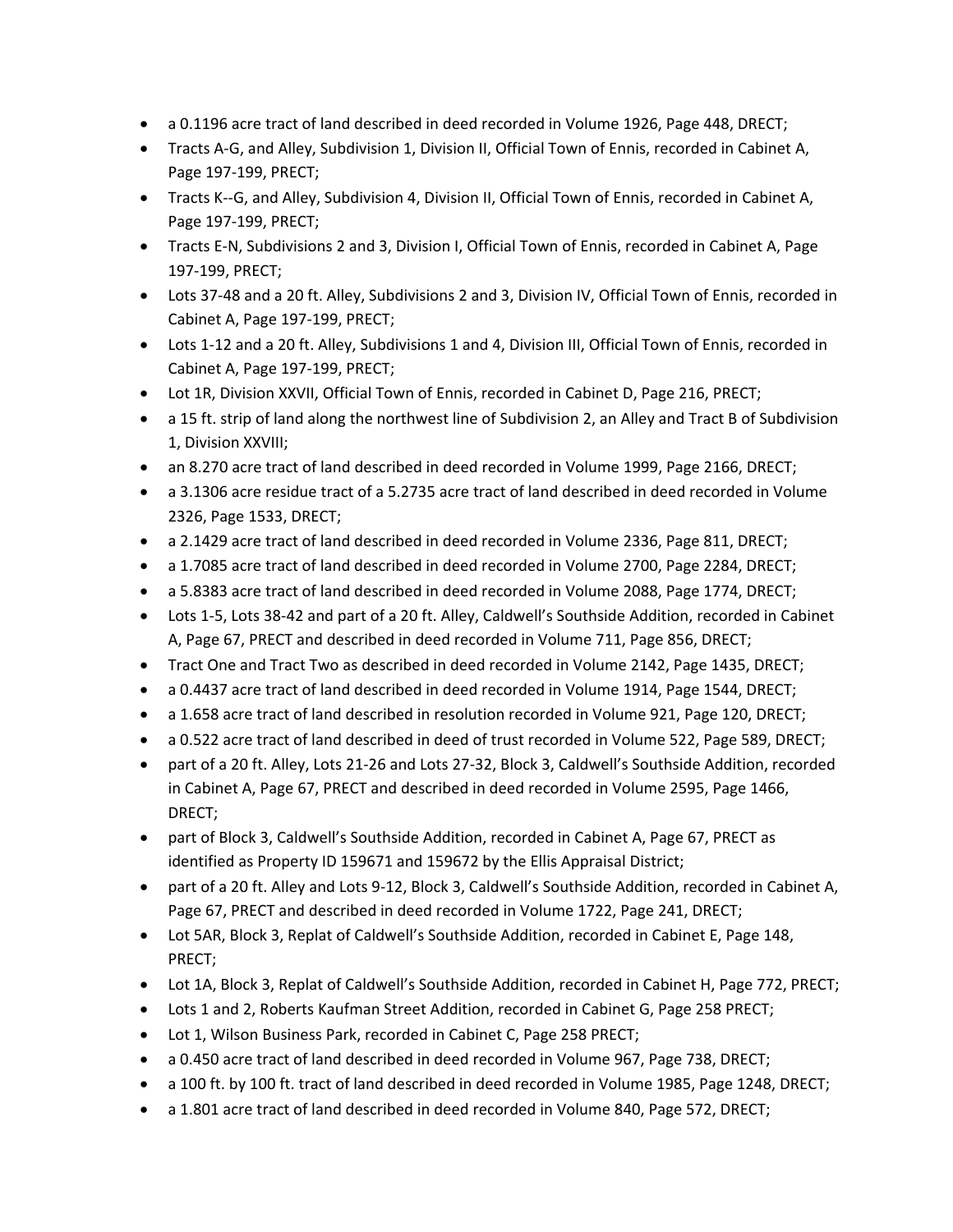- a 0.1196 acre tract of land described in deed recorded in Volume 1926, Page 448, DRECT;
- Tracts A-G, and Alley, Subdivision 1, Division II, Official Town of Ennis, recorded in Cabinet A, Page 197-199, PRECT;
- Tracts K--G, and Alley, Subdivision 4, Division II, Official Town of Ennis, recorded in Cabinet A, Page 197-199, PRECT;
- Tracts E-N, Subdivisions 2 and 3, Division I, Official Town of Ennis, recorded in Cabinet A, Page 197-199, PRECT;
- Lots 37-48 and a 20 ft. Alley, Subdivisions 2 and 3, Division IV, Official Town of Ennis, recorded in Cabinet A, Page 197-199, PRECT;
- Lots 1-12 and a 20 ft. Alley, Subdivisions 1 and 4, Division III, Official Town of Ennis, recorded in Cabinet A, Page 197-199, PRECT;
- Lot 1R, Division XXVII, Official Town of Ennis, recorded in Cabinet D, Page 216, PRECT;
- a 15 ft. strip of land along the northwest line of Subdivision 2, an Alley and Tract B of Subdivision 1, Division XXVIII;
- an 8.270 acre tract of land described in deed recorded in Volume 1999, Page 2166, DRECT;
- a 3.1306 acre residue tract of a 5.2735 acre tract of land described in deed recorded in Volume 2326, Page 1533, DRECT;
- a 2.1429 acre tract of land described in deed recorded in Volume 2336, Page 811, DRECT;
- a 1.7085 acre tract of land described in deed recorded in Volume 2700, Page 2284, DRECT;
- a 5.8383 acre tract of land described in deed recorded in Volume 2088, Page 1774, DRECT;
- Lots 1-5, Lots 38-42 and part of a 20 ft. Alley, Caldwell's Southside Addition, recorded in Cabinet A, Page 67, PRECT and described in deed recorded in Volume 711, Page 856, DRECT;
- Tract One and Tract Two as described in deed recorded in Volume 2142, Page 1435, DRECT;
- a 0.4437 acre tract of land described in deed recorded in Volume 1914, Page 1544, DRECT;
- a 1.658 acre tract of land described in resolution recorded in Volume 921, Page 120, DRECT;
- a 0.522 acre tract of land described in deed of trust recorded in Volume 522, Page 589, DRECT;
- part of a 20 ft. Alley, Lots 21-26 and Lots 27-32, Block 3, Caldwell's Southside Addition, recorded in Cabinet A, Page 67, PRECT and described in deed recorded in Volume 2595, Page 1466, DRECT;
- part of Block 3, Caldwell's Southside Addition, recorded in Cabinet A, Page 67, PRECT as identified as Property ID 159671 and 159672 by the Ellis Appraisal District;
- part of a 20 ft. Alley and Lots 9-12, Block 3, Caldwell's Southside Addition, recorded in Cabinet A, Page 67, PRECT and described in deed recorded in Volume 1722, Page 241, DRECT;
- Lot 5AR, Block 3, Replat of Caldwell's Southside Addition, recorded in Cabinet E, Page 148, PRECT;
- Lot 1A, Block 3, Replat of Caldwell's Southside Addition, recorded in Cabinet H, Page 772, PRECT;
- Lots 1 and 2, Roberts Kaufman Street Addition, recorded in Cabinet G, Page 258 PRECT;
- Lot 1, Wilson Business Park, recorded in Cabinet C, Page 258 PRECT;
- a 0.450 acre tract of land described in deed recorded in Volume 967, Page 738, DRECT;
- a 100 ft. by 100 ft. tract of land described in deed recorded in Volume 1985, Page 1248, DRECT;
- a 1.801 acre tract of land described in deed recorded in Volume 840, Page 572, DRECT;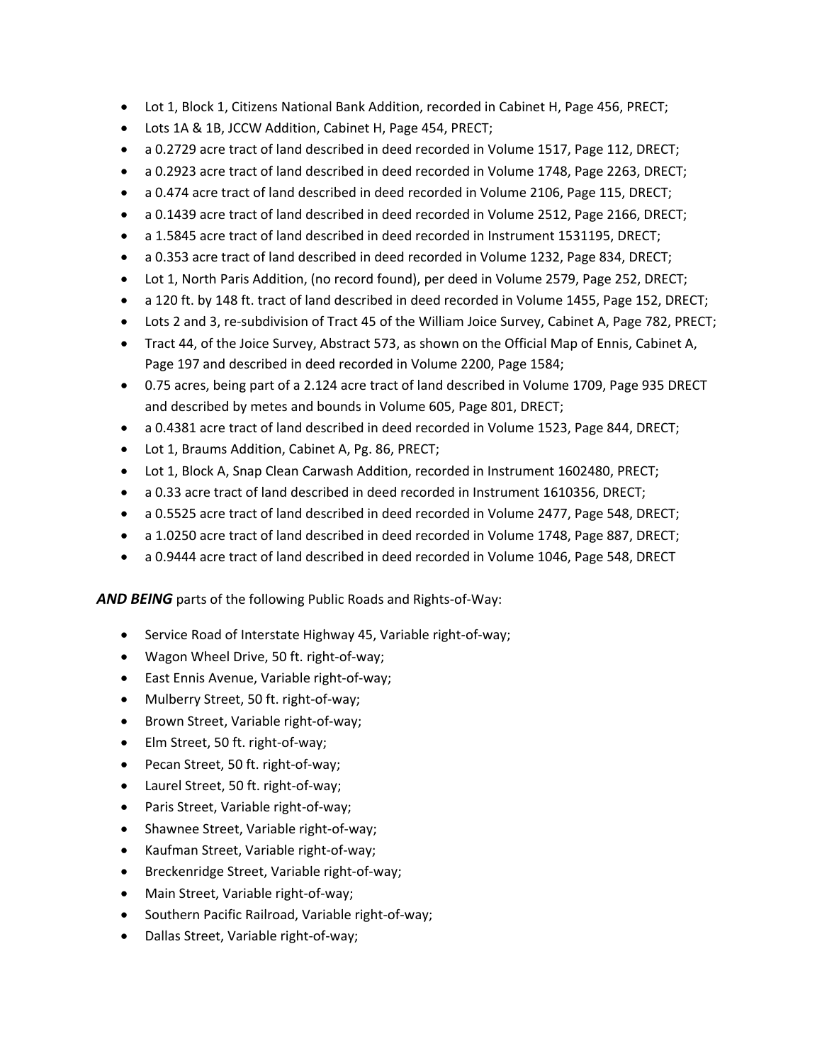- Lot 1, Block 1, Citizens National Bank Addition, recorded in Cabinet H, Page 456, PRECT;
- Lots 1A & 1B, JCCW Addition, Cabinet H, Page 454, PRECT;
- a 0.2729 acre tract of land described in deed recorded in Volume 1517, Page 112, DRECT;
- a 0.2923 acre tract of land described in deed recorded in Volume 1748, Page 2263, DRECT;
- a 0.474 acre tract of land described in deed recorded in Volume 2106, Page 115, DRECT;
- a 0.1439 acre tract of land described in deed recorded in Volume 2512, Page 2166, DRECT;
- a 1.5845 acre tract of land described in deed recorded in Instrument 1531195, DRECT;
- a 0.353 acre tract of land described in deed recorded in Volume 1232, Page 834, DRECT;
- Lot 1, North Paris Addition, (no record found), per deed in Volume 2579, Page 252, DRECT;
- a 120 ft. by 148 ft. tract of land described in deed recorded in Volume 1455, Page 152, DRECT;
- Lots 2 and 3, re-subdivision of Tract 45 of the William Joice Survey, Cabinet A, Page 782, PRECT;
- Tract 44, of the Joice Survey, Abstract 573, as shown on the Official Map of Ennis, Cabinet A, Page 197 and described in deed recorded in Volume 2200, Page 1584;
- 0.75 acres, being part of a 2.124 acre tract of land described in Volume 1709, Page 935 DRECT and described by metes and bounds in Volume 605, Page 801, DRECT;
- a 0.4381 acre tract of land described in deed recorded in Volume 1523, Page 844, DRECT;
- Lot 1, Braums Addition, Cabinet A, Pg. 86, PRECT;
- Lot 1, Block A, Snap Clean Carwash Addition, recorded in Instrument 1602480, PRECT;
- a 0.33 acre tract of land described in deed recorded in Instrument 1610356, DRECT;
- a 0.5525 acre tract of land described in deed recorded in Volume 2477, Page 548, DRECT;
- a 1.0250 acre tract of land described in deed recorded in Volume 1748, Page 887, DRECT;
- a 0.9444 acre tract of land described in deed recorded in Volume 1046, Page 548, DRECT

***AND BEING*** parts of the following Public Roads and Rights-of-Way:

- Service Road of Interstate Highway 45, Variable right-of-way;
- Wagon Wheel Drive, 50 ft. right-of-way;
- East Ennis Avenue, Variable right-of-way;
- Mulberry Street, 50 ft. right-of-way;
- Brown Street, Variable right-of-way;
- Elm Street, 50 ft. right-of-way;
- Pecan Street, 50 ft. right-of-way;
- Laurel Street, 50 ft. right-of-way;
- Paris Street, Variable right-of-way;
- Shawnee Street, Variable right-of-way;
- Kaufman Street, Variable right-of-way;
- Breckenridge Street, Variable right-of-way;
- Main Street, Variable right-of-way;
- Southern Pacific Railroad, Variable right-of-way;
- Dallas Street, Variable right-of-way;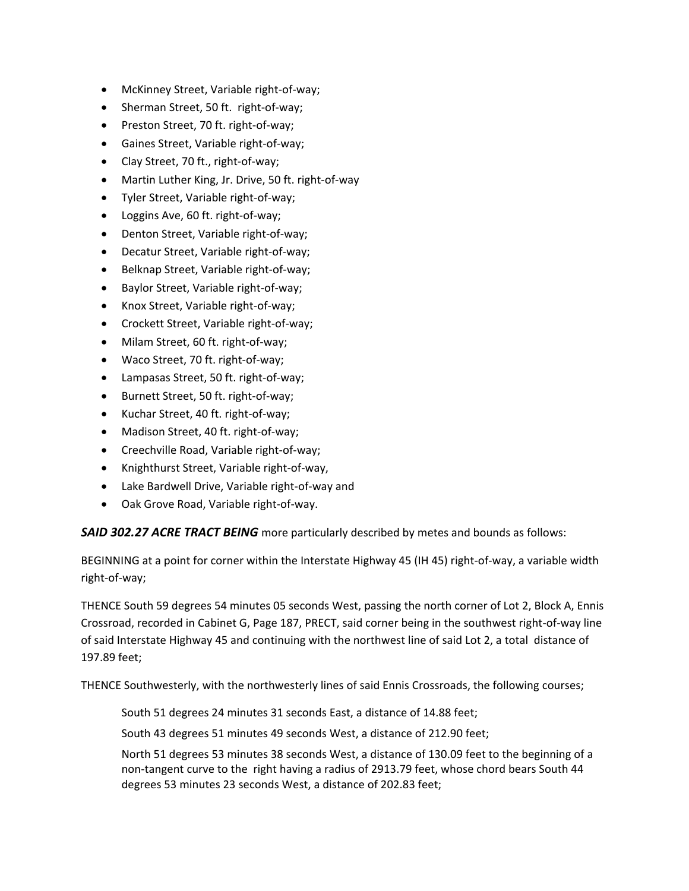- McKinney Street, Variable right-of-way;
- Sherman Street, 50 ft.  right-of-way;
- Preston Street, 70 ft. right-of-way;
- Gaines Street, Variable right-of-way;
- Clay Street, 70 ft., right-of-way;
- Martin Luther King, Jr. Drive, 50 ft. right-of-way
- Tyler Street, Variable right-of-way;
- Loggins Ave, 60 ft. right-of-way;
- Denton Street, Variable right-of-way;
- Decatur Street, Variable right-of-way;
- Belknap Street, Variable right-of-way;
- Baylor Street, Variable right-of-way;
- Knox Street, Variable right-of-way;
- Crockett Street, Variable right-of-way;
- Milam Street, 60 ft. right-of-way;
- Waco Street, 70 ft. right-of-way;
- Lampasas Street, 50 ft. right-of-way;
- Burnett Street, 50 ft. right-of-way;
- Kuchar Street, 40 ft. right-of-way;
- Madison Street, 40 ft. right-of-way;
- Creechville Road, Variable right-of-way;
- Knighthurst Street, Variable right-of-way,
- Lake Bardwell Drive, Variable right-of-way and
- Oak Grove Road, Variable right-of-way.

***SAID 302.27 ACRE TRACT BEING*** more particularly described by metes and bounds as follows:

BEGINNING at a point for corner within the Interstate Highway 45 (IH 45) right-of-way, a variable width right-of-way;

THENCE South 59 degrees 54 minutes 05 seconds West, passing the north corner of Lot 2, Block A, Ennis Crossroad, recorded in Cabinet G, Page 187, PRECT, said corner being in the southwest right-of-way line of said Interstate Highway 45 and continuing with the northwest line of said Lot 2, a total distance of 197.89 feet;

THENCE Southwesterly, with the northwesterly lines of said Ennis Crossroads, the following courses;

> South 51 degrees 24 minutes 31 seconds East, a distance of 14.88 feet;
>
> South 43 degrees 51 minutes 49 seconds West, a distance of 212.90 feet;
>
> North 51 degrees 53 minutes 38 seconds West, a distance of 130.09 feet to the beginning of a non-tangent curve to the right having a radius of 2913.79 feet, whose chord bears South 44 degrees 53 minutes 23 seconds West, a distance of 202.83 feet;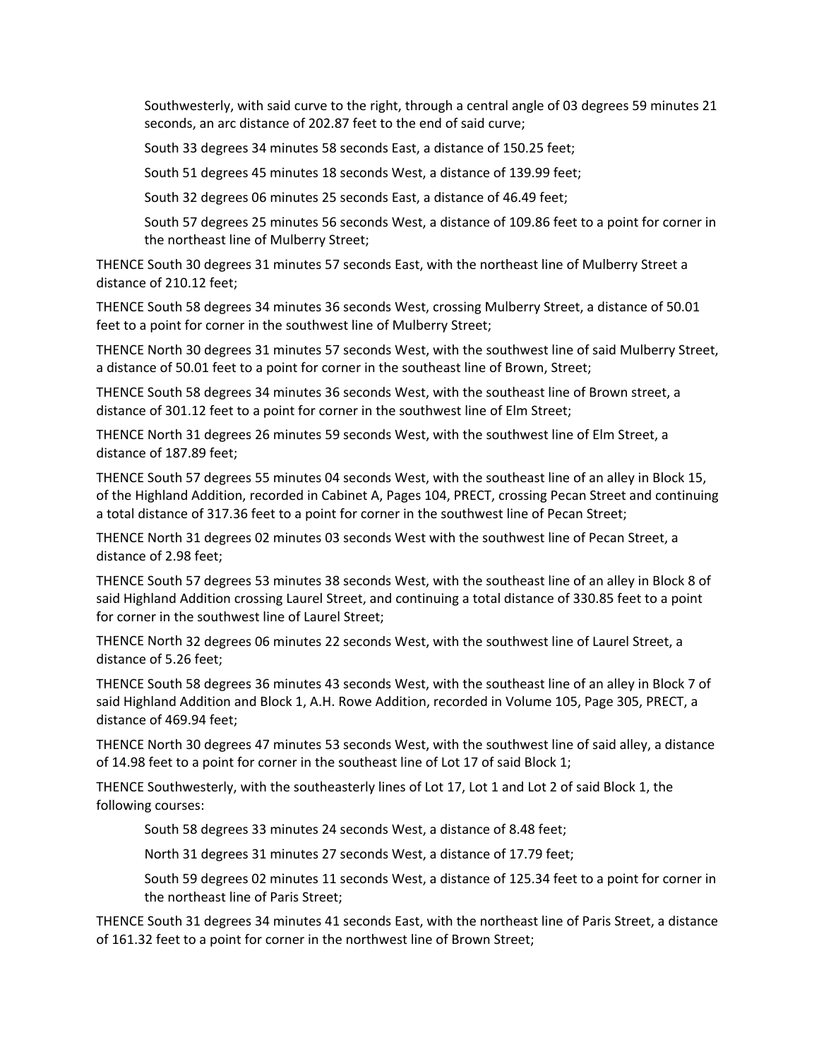Southwesterly, with said curve to the right, through a central angle of 03 degrees 59 minutes 21 seconds, an arc distance of 202.87 feet to the end of said curve;

South 33 degrees 34 minutes 58 seconds East, a distance of 150.25 feet;

South 51 degrees 45 minutes 18 seconds West, a distance of 139.99 feet;

South 32 degrees 06 minutes 25 seconds East, a distance of 46.49 feet;

South 57 degrees 25 minutes 56 seconds West, a distance of 109.86 feet to a point for corner in the northeast line of Mulberry Street;

THENCE South 30 degrees 31 minutes 57 seconds East, with the northeast line of Mulberry Street a distance of 210.12 feet;

THENCE South 58 degrees 34 minutes 36 seconds West, crossing Mulberry Street, a distance of 50.01 feet to a point for corner in the southwest line of Mulberry Street;

THENCE North 30 degrees 31 minutes 57 seconds West, with the southwest line of said Mulberry Street, a distance of 50.01 feet to a point for corner in the southeast line of Brown, Street;

THENCE South 58 degrees 34 minutes 36 seconds West, with the southeast line of Brown street, a distance of 301.12 feet to a point for corner in the southwest line of Elm Street;

THENCE North 31 degrees 26 minutes 59 seconds West, with the southwest line of Elm Street, a distance of 187.89 feet;

THENCE South 57 degrees 55 minutes 04 seconds West, with the southeast line of an alley in Block 15, of the Highland Addition, recorded in Cabinet A, Pages 104, PRECT, crossing Pecan Street and continuing a total distance of 317.36 feet to a point for corner in the southwest line of Pecan Street;

THENCE North 31 degrees 02 minutes 03 seconds West with the southwest line of Pecan Street, a distance of 2.98 feet;

THENCE South 57 degrees 53 minutes 38 seconds West, with the southeast line of an alley in Block 8 of said Highland Addition crossing Laurel Street, and continuing a total distance of 330.85 feet to a point for corner in the southwest line of Laurel Street;

THENCE North 32 degrees 06 minutes 22 seconds West, with the southwest line of Laurel Street, a distance of 5.26 feet;

THENCE South 58 degrees 36 minutes 43 seconds West, with the southeast line of an alley in Block 7 of said Highland Addition and Block 1, A.H. Rowe Addition, recorded in Volume 105, Page 305, PRECT, a distance of 469.94 feet;

THENCE North 30 degrees 47 minutes 53 seconds West, with the southwest line of said alley, a distance of 14.98 feet to a point for corner in the southeast line of Lot 17 of said Block 1;

THENCE Southwesterly, with the southeasterly lines of Lot 17, Lot 1 and Lot 2 of said Block 1, the following courses:

South 58 degrees 33 minutes 24 seconds West, a distance of 8.48 feet;

North 31 degrees 31 minutes 27 seconds West, a distance of 17.79 feet;

South 59 degrees 02 minutes 11 seconds West, a distance of 125.34 feet to a point for corner in the northeast line of Paris Street;

THENCE South 31 degrees 34 minutes 41 seconds East, with the northeast line of Paris Street, a distance of 161.32 feet to a point for corner in the northwest line of Brown Street;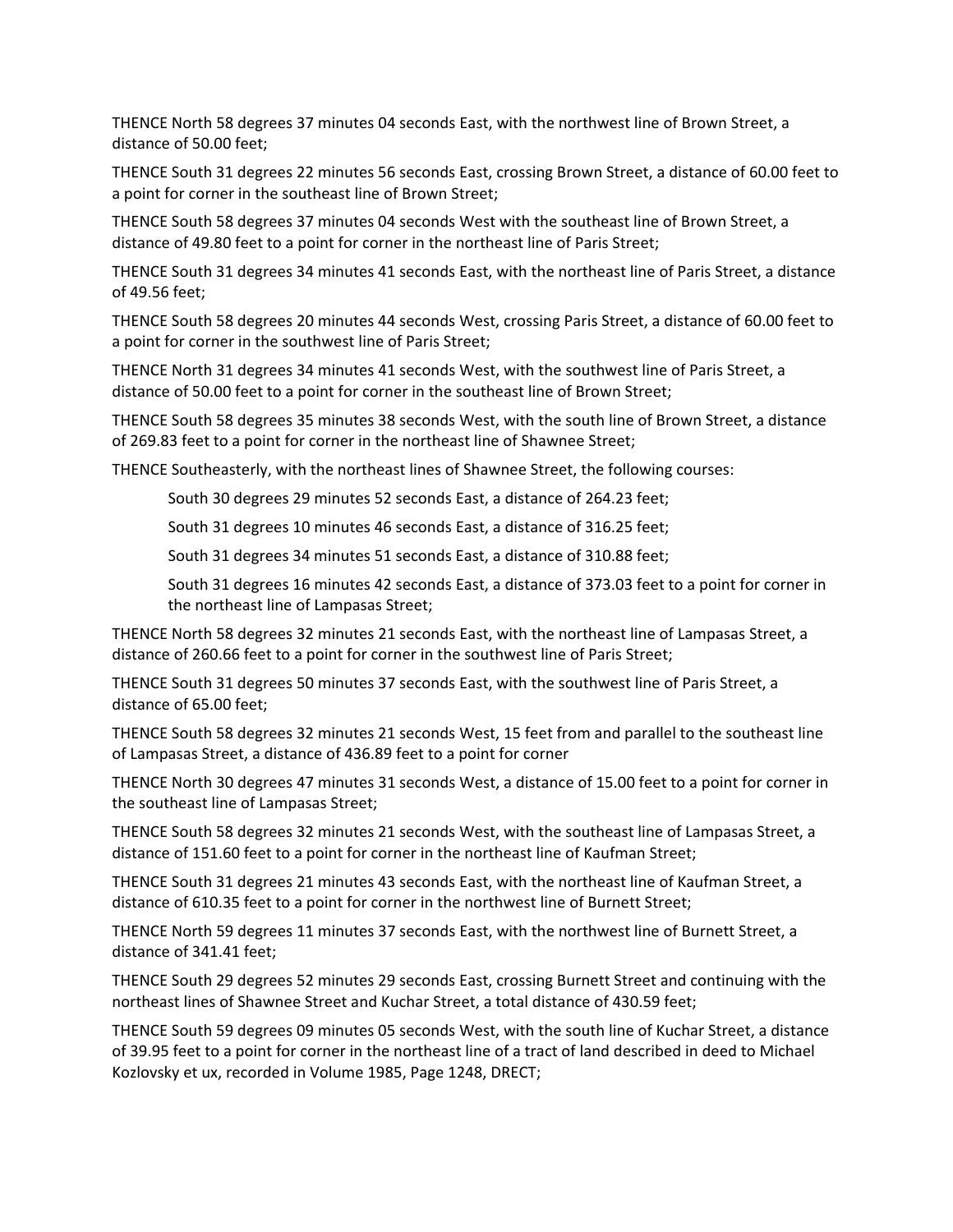THENCE North 58 degrees 37 minutes 04 seconds East, with the northwest line of Brown Street, a distance of 50.00 feet;

THENCE South 31 degrees 22 minutes 56 seconds East, crossing Brown Street, a distance of 60.00 feet to a point for corner in the southeast line of Brown Street;

THENCE South 58 degrees 37 minutes 04 seconds West with the southeast line of Brown Street, a distance of 49.80 feet to a point for corner in the northeast line of Paris Street;

THENCE South 31 degrees 34 minutes 41 seconds East, with the northeast line of Paris Street, a distance of 49.56 feet;

THENCE South 58 degrees 20 minutes 44 seconds West, crossing Paris Street, a distance of 60.00 feet to a point for corner in the southwest line of Paris Street;

THENCE North 31 degrees 34 minutes 41 seconds West, with the southwest line of Paris Street, a distance of 50.00 feet to a point for corner in the southeast line of Brown Street;

THENCE South 58 degrees 35 minutes 38 seconds West, with the south line of Brown Street, a distance of 269.83 feet to a point for corner in the northeast line of Shawnee Street;

THENCE Southeasterly, with the northeast lines of Shawnee Street, the following courses:

> South 30 degrees 29 minutes 52 seconds East, a distance of 264.23 feet;
>
> South 31 degrees 10 minutes 46 seconds East, a distance of 316.25 feet;
>
> South 31 degrees 34 minutes 51 seconds East, a distance of 310.88 feet;
>
> South 31 degrees 16 minutes 42 seconds East, a distance of 373.03 feet to a point for corner in the northeast line of Lampasas Street;

THENCE North 58 degrees 32 minutes 21 seconds East, with the northeast line of Lampasas Street, a distance of 260.66 feet to a point for corner in the southwest line of Paris Street;

THENCE South 31 degrees 50 minutes 37 seconds East, with the southwest line of Paris Street, a distance of 65.00 feet;

THENCE South 58 degrees 32 minutes 21 seconds West, 15 feet from and parallel to the southeast line of Lampasas Street, a distance of 436.89 feet to a point for corner

THENCE North 30 degrees 47 minutes 31 seconds West, a distance of 15.00 feet to a point for corner in the southeast line of Lampasas Street;

THENCE South 58 degrees 32 minutes 21 seconds West, with the southeast line of Lampasas Street, a distance of 151.60 feet to a point for corner in the northeast line of Kaufman Street;

THENCE South 31 degrees 21 minutes 43 seconds East, with the northeast line of Kaufman Street, a distance of 610.35 feet to a point for corner in the northwest line of Burnett Street;

THENCE North 59 degrees 11 minutes 37 seconds East, with the northwest line of Burnett Street, a distance of 341.41 feet;

THENCE South 29 degrees 52 minutes 29 seconds East, crossing Burnett Street and continuing with the northeast lines of Shawnee Street and Kuchar Street, a total distance of 430.59 feet;

THENCE South 59 degrees 09 minutes 05 seconds West, with the south line of Kuchar Street, a distance of 39.95 feet to a point for corner in the northeast line of a tract of land described in deed to Michael Kozlovsky et ux, recorded in Volume 1985, Page 1248, DRECT;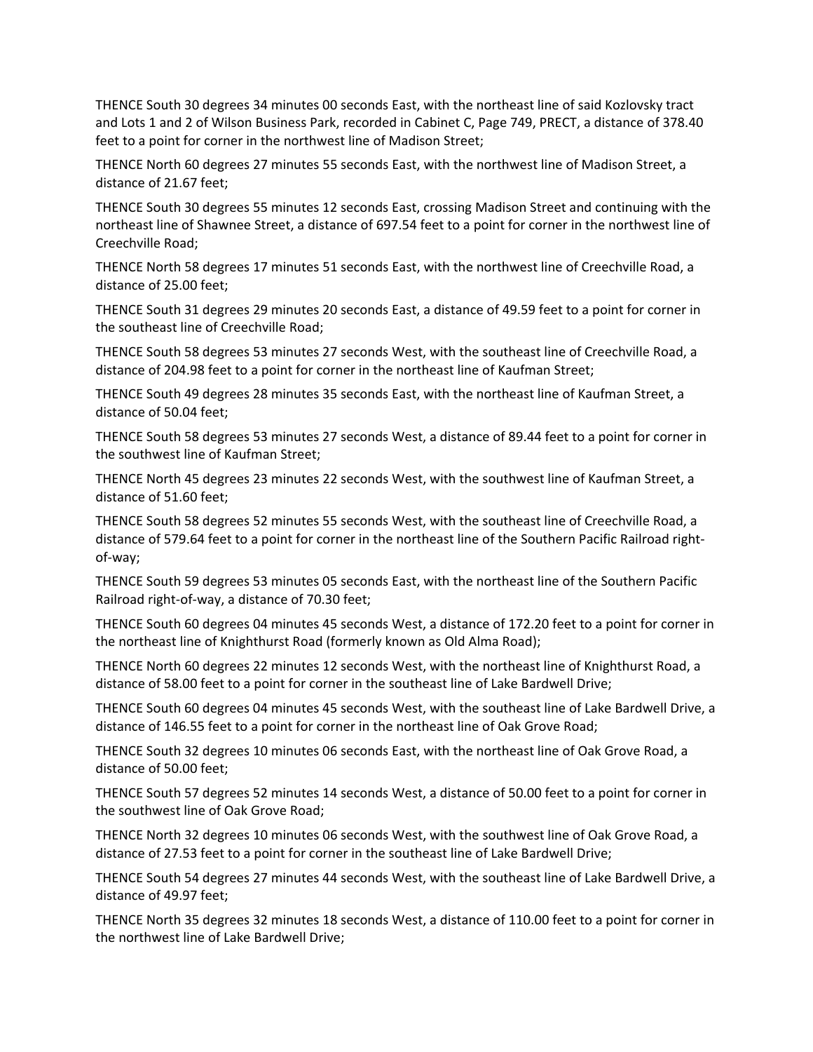THENCE South 30 degrees 34 minutes 00 seconds East, with the northeast line of said Kozlovsky tract and Lots 1 and 2 of Wilson Business Park, recorded in Cabinet C, Page 749, PRECT, a distance of 378.40 feet to a point for corner in the northwest line of Madison Street;

THENCE North 60 degrees 27 minutes 55 seconds East, with the northwest line of Madison Street, a distance of 21.67 feet;

THENCE South 30 degrees 55 minutes 12 seconds East, crossing Madison Street and continuing with the northeast line of Shawnee Street, a distance of 697.54 feet to a point for corner in the northwest line of Creechville Road;

THENCE North 58 degrees 17 minutes 51 seconds East, with the northwest line of Creechville Road, a distance of 25.00 feet;

THENCE South 31 degrees 29 minutes 20 seconds East, a distance of 49.59 feet to a point for corner in the southeast line of Creechville Road;

THENCE South 58 degrees 53 minutes 27 seconds West, with the southeast line of Creechville Road, a distance of 204.98 feet to a point for corner in the northeast line of Kaufman Street;

THENCE South 49 degrees 28 minutes 35 seconds East, with the northeast line of Kaufman Street, a distance of 50.04 feet;

THENCE South 58 degrees 53 minutes 27 seconds West, a distance of 89.44 feet to a point for corner in the southwest line of Kaufman Street;

THENCE North 45 degrees 23 minutes 22 seconds West, with the southwest line of Kaufman Street, a distance of 51.60 feet;

THENCE South 58 degrees 52 minutes 55 seconds West, with the southeast line of Creechville Road, a distance of 579.64 feet to a point for corner in the northeast line of the Southern Pacific Railroad right-of-way;

THENCE South 59 degrees 53 minutes 05 seconds East, with the northeast line of the Southern Pacific Railroad right-of-way, a distance of 70.30 feet;

THENCE South 60 degrees 04 minutes 45 seconds West, a distance of 172.20 feet to a point for corner in the northeast line of Knighthurst Road (formerly known as Old Alma Road);

THENCE North 60 degrees 22 minutes 12 seconds West, with the northeast line of Knighthurst Road, a distance of 58.00 feet to a point for corner in the southeast line of Lake Bardwell Drive;

THENCE South 60 degrees 04 minutes 45 seconds West, with the southeast line of Lake Bardwell Drive, a distance of 146.55 feet to a point for corner in the northeast line of Oak Grove Road;

THENCE South 32 degrees 10 minutes 06 seconds East, with the northeast line of Oak Grove Road, a distance of 50.00 feet;

THENCE South 57 degrees 52 minutes 14 seconds West, a distance of 50.00 feet to a point for corner in the southwest line of Oak Grove Road;

THENCE North 32 degrees 10 minutes 06 seconds West, with the southwest line of Oak Grove Road, a distance of 27.53 feet to a point for corner in the southeast line of Lake Bardwell Drive;

THENCE South 54 degrees 27 minutes 44 seconds West, with the southeast line of Lake Bardwell Drive, a distance of 49.97 feet;

THENCE North 35 degrees 32 minutes 18 seconds West, a distance of 110.00 feet to a point for corner in the northwest line of Lake Bardwell Drive;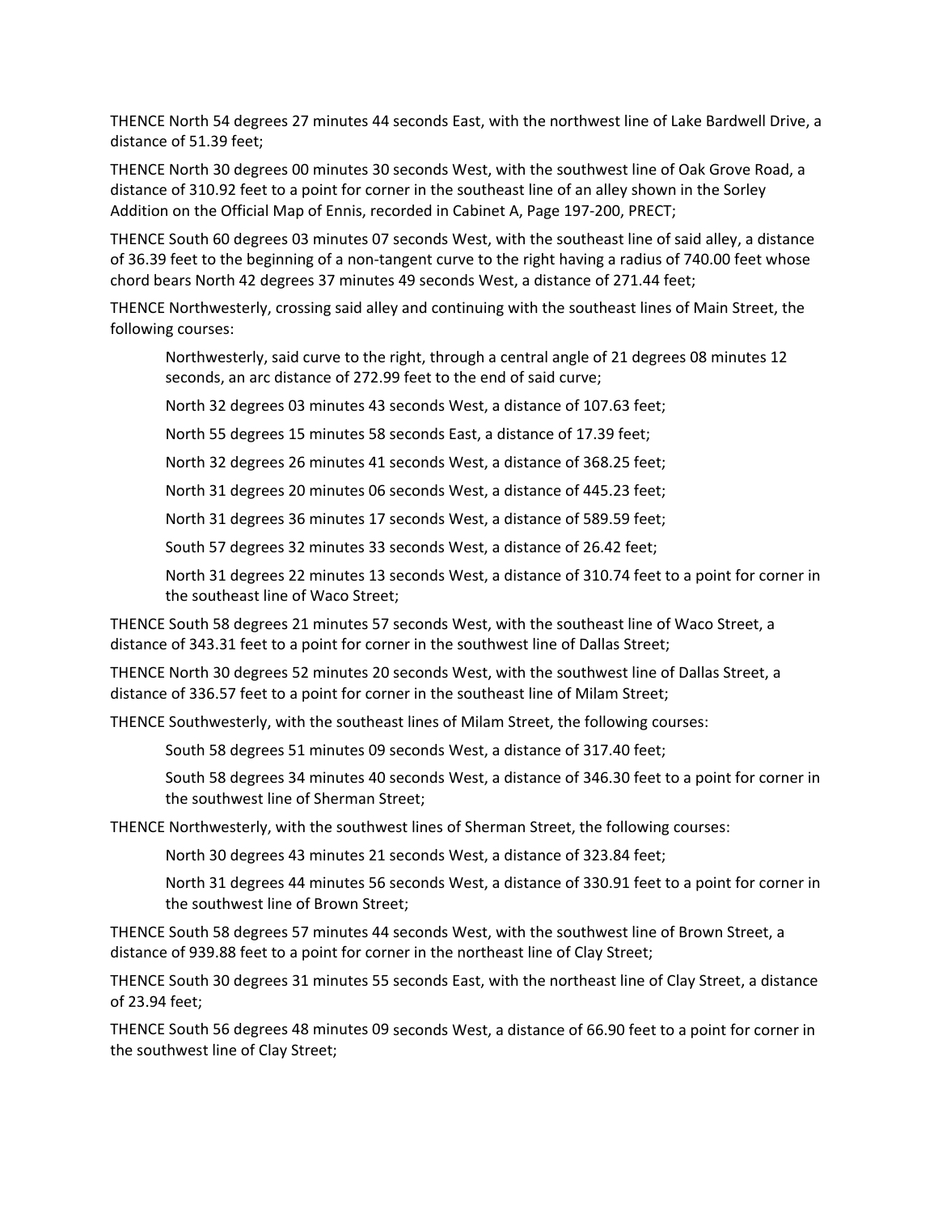THENCE North 54 degrees 27 minutes 44 seconds East, with the northwest line of Lake Bardwell Drive, a distance of 51.39 feet;

THENCE North 30 degrees 00 minutes 30 seconds West, with the southwest line of Oak Grove Road, a distance of 310.92 feet to a point for corner in the southeast line of an alley shown in the Sorley Addition on the Official Map of Ennis, recorded in Cabinet A, Page 197-200, PRECT;

THENCE South 60 degrees 03 minutes 07 seconds West, with the southeast line of said alley, a distance of 36.39 feet to the beginning of a non-tangent curve to the right having a radius of 740.00 feet whose chord bears North 42 degrees 37 minutes 49 seconds West, a distance of 271.44 feet;

THENCE Northwesterly, crossing said alley and continuing with the southeast lines of Main Street, the following courses:

> Northwesterly, said curve to the right, through a central angle of 21 degrees 08 minutes 12 seconds, an arc distance of 272.99 feet to the end of said curve;
>
> North 32 degrees 03 minutes 43 seconds West, a distance of 107.63 feet;
>
> North 55 degrees 15 minutes 58 seconds East, a distance of 17.39 feet;
>
> North 32 degrees 26 minutes 41 seconds West, a distance of 368.25 feet;
>
> North 31 degrees 20 minutes 06 seconds West, a distance of 445.23 feet;
>
> North 31 degrees 36 minutes 17 seconds West, a distance of 589.59 feet;
>
> South 57 degrees 32 minutes 33 seconds West, a distance of 26.42 feet;
>
> North 31 degrees 22 minutes 13 seconds West, a distance of 310.74 feet to a point for corner in the southeast line of Waco Street;

THENCE South 58 degrees 21 minutes 57 seconds West, with the southeast line of Waco Street, a distance of 343.31 feet to a point for corner in the southwest line of Dallas Street;

THENCE North 30 degrees 52 minutes 20 seconds West, with the southwest line of Dallas Street, a distance of 336.57 feet to a point for corner in the southeast line of Milam Street;

THENCE Southwesterly, with the southeast lines of Milam Street, the following courses:

> South 58 degrees 51 minutes 09 seconds West, a distance of 317.40 feet;
>
> South 58 degrees 34 minutes 40 seconds West, a distance of 346.30 feet to a point for corner in the southwest line of Sherman Street;

THENCE Northwesterly, with the southwest lines of Sherman Street, the following courses:

> North 30 degrees 43 minutes 21 seconds West, a distance of 323.84 feet;
>
> North 31 degrees 44 minutes 56 seconds West, a distance of 330.91 feet to a point for corner in the southwest line of Brown Street;

THENCE South 58 degrees 57 minutes 44 seconds West, with the southwest line of Brown Street, a distance of 939.88 feet to a point for corner in the northeast line of Clay Street;

THENCE South 30 degrees 31 minutes 55 seconds East, with the northeast line of Clay Street, a distance of 23.94 feet;

THENCE South 56 degrees 48 minutes 09 seconds West, a distance of 66.90 feet to a point for corner in the southwest line of Clay Street;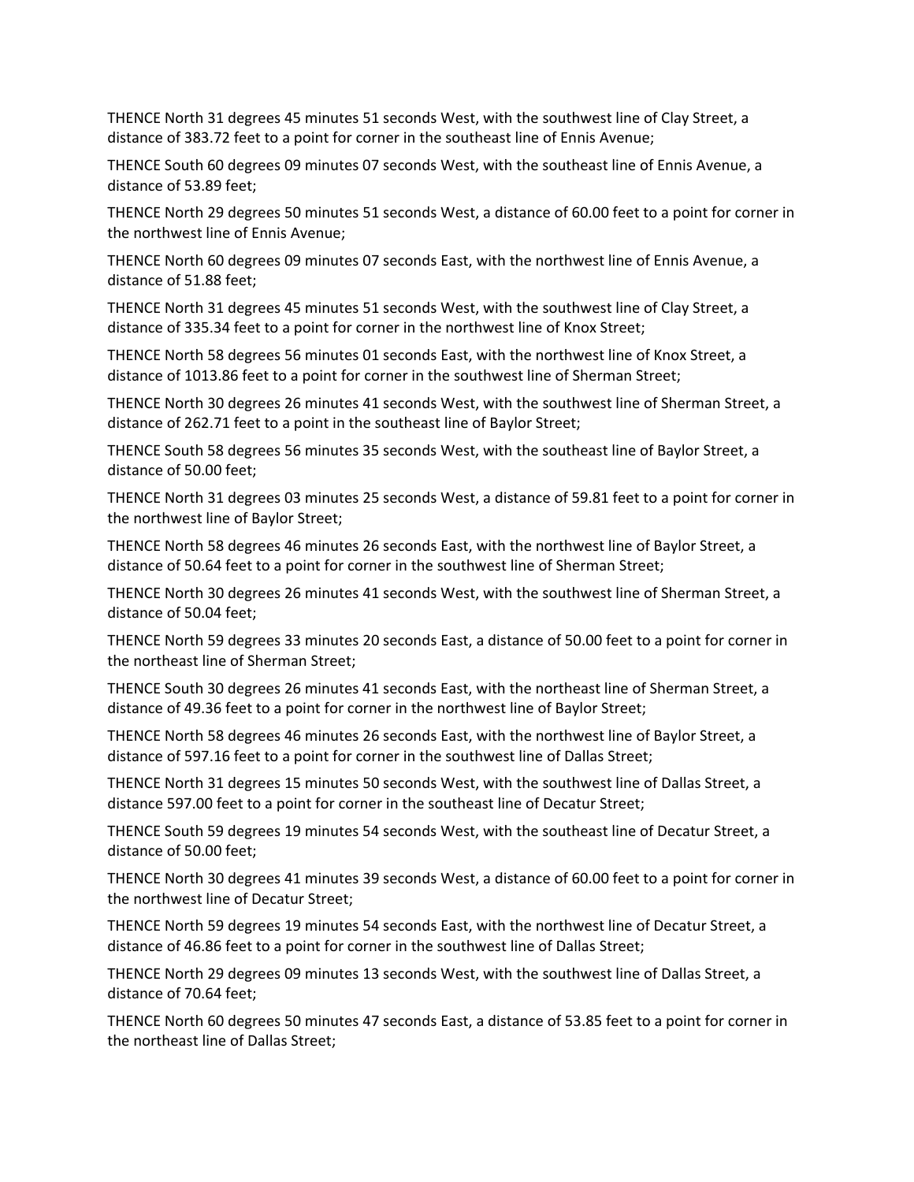THENCE North 31 degrees 45 minutes 51 seconds West, with the southwest line of Clay Street, a distance of 383.72 feet to a point for corner in the southeast line of Ennis Avenue;

THENCE South 60 degrees 09 minutes 07 seconds West, with the southeast line of Ennis Avenue, a distance of 53.89 feet;

THENCE North 29 degrees 50 minutes 51 seconds West, a distance of 60.00 feet to a point for corner in the northwest line of Ennis Avenue;

THENCE North 60 degrees 09 minutes 07 seconds East, with the northwest line of Ennis Avenue, a distance of 51.88 feet;

THENCE North 31 degrees 45 minutes 51 seconds West, with the southwest line of Clay Street, a distance of 335.34 feet to a point for corner in the northwest line of Knox Street;

THENCE North 58 degrees 56 minutes 01 seconds East, with the northwest line of Knox Street, a distance of 1013.86 feet to a point for corner in the southwest line of Sherman Street;

THENCE North 30 degrees 26 minutes 41 seconds West, with the southwest line of Sherman Street, a distance of 262.71 feet to a point in the southeast line of Baylor Street;

THENCE South 58 degrees 56 minutes 35 seconds West, with the southeast line of Baylor Street, a distance of 50.00 feet;

THENCE North 31 degrees 03 minutes 25 seconds West, a distance of 59.81 feet to a point for corner in the northwest line of Baylor Street;

THENCE North 58 degrees 46 minutes 26 seconds East, with the northwest line of Baylor Street, a distance of 50.64 feet to a point for corner in the southwest line of Sherman Street;

THENCE North 30 degrees 26 minutes 41 seconds West, with the southwest line of Sherman Street, a distance of 50.04 feet;

THENCE North 59 degrees 33 minutes 20 seconds East, a distance of 50.00 feet to a point for corner in the northeast line of Sherman Street;

THENCE South 30 degrees 26 minutes 41 seconds East, with the northeast line of Sherman Street, a distance of 49.36 feet to a point for corner in the northwest line of Baylor Street;

THENCE North 58 degrees 46 minutes 26 seconds East, with the northwest line of Baylor Street, a distance of 597.16 feet to a point for corner in the southwest line of Dallas Street;

THENCE North 31 degrees 15 minutes 50 seconds West, with the southwest line of Dallas Street, a distance 597.00 feet to a point for corner in the southeast line of Decatur Street;

THENCE South 59 degrees 19 minutes 54 seconds West, with the southeast line of Decatur Street, a distance of 50.00 feet;

THENCE North 30 degrees 41 minutes 39 seconds West, a distance of 60.00 feet to a point for corner in the northwest line of Decatur Street;

THENCE North 59 degrees 19 minutes 54 seconds East, with the northwest line of Decatur Street, a distance of 46.86 feet to a point for corner in the southwest line of Dallas Street;

THENCE North 29 degrees 09 minutes 13 seconds West, with the southwest line of Dallas Street, a distance of 70.64 feet;

THENCE North 60 degrees 50 minutes 47 seconds East, a distance of 53.85 feet to a point for corner in the northeast line of Dallas Street;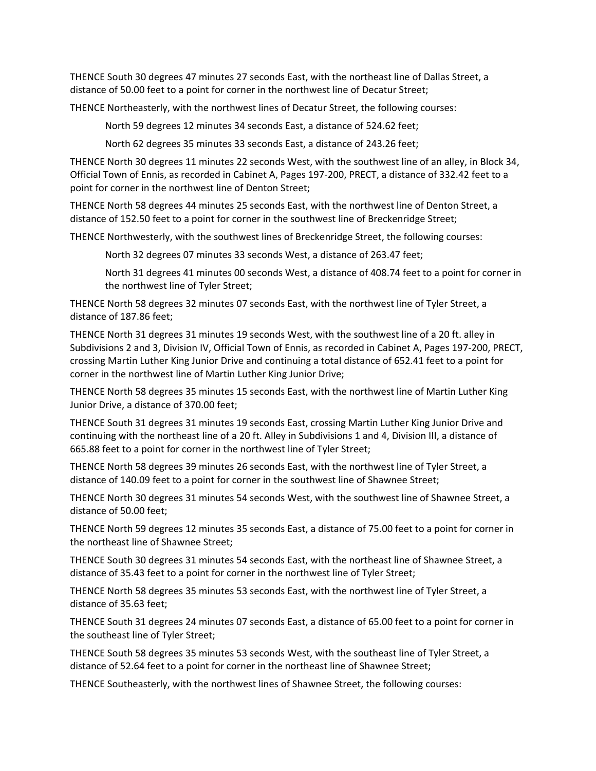THENCE South 30 degrees 47 minutes 27 seconds East, with the northeast line of Dallas Street, a distance of 50.00 feet to a point for corner in the northwest line of Decatur Street;

THENCE Northeasterly, with the northwest lines of Decatur Street, the following courses:

North 59 degrees 12 minutes 34 seconds East, a distance of 524.62 feet;

North 62 degrees 35 minutes 33 seconds East, a distance of 243.26 feet;

THENCE North 30 degrees 11 minutes 22 seconds West, with the southwest line of an alley, in Block 34, Official Town of Ennis, as recorded in Cabinet A, Pages 197-200, PRECT, a distance of 332.42 feet to a point for corner in the northwest line of Denton Street;

THENCE North 58 degrees 44 minutes 25 seconds East, with the northwest line of Denton Street, a distance of 152.50 feet to a point for corner in the southwest line of Breckenridge Street;

THENCE Northwesterly, with the southwest lines of Breckenridge Street, the following courses:

North 32 degrees 07 minutes 33 seconds West, a distance of 263.47 feet;

North 31 degrees 41 minutes 00 seconds West, a distance of 408.74 feet to a point for corner in the northwest line of Tyler Street;

THENCE North 58 degrees 32 minutes 07 seconds East, with the northwest line of Tyler Street, a distance of 187.86 feet;

THENCE North 31 degrees 31 minutes 19 seconds West, with the southwest line of a 20 ft. alley in Subdivisions 2 and 3, Division IV, Official Town of Ennis, as recorded in Cabinet A, Pages 197-200, PRECT, crossing Martin Luther King Junior Drive and continuing a total distance of 652.41 feet to a point for corner in the northwest line of Martin Luther King Junior Drive;

THENCE North 58 degrees 35 minutes 15 seconds East, with the northwest line of Martin Luther King Junior Drive, a distance of 370.00 feet;

THENCE South 31 degrees 31 minutes 19 seconds East, crossing Martin Luther King Junior Drive and continuing with the northeast line of a 20 ft. Alley in Subdivisions 1 and 4, Division III, a distance of 665.88 feet to a point for corner in the northwest line of Tyler Street;

THENCE North 58 degrees 39 minutes 26 seconds East, with the northwest line of Tyler Street, a distance of 140.09 feet to a point for corner in the southwest line of Shawnee Street;

THENCE North 30 degrees 31 minutes 54 seconds West, with the southwest line of Shawnee Street, a distance of 50.00 feet;

THENCE North 59 degrees 12 minutes 35 seconds East, a distance of 75.00 feet to a point for corner in the northeast line of Shawnee Street;

THENCE South 30 degrees 31 minutes 54 seconds East, with the northeast line of Shawnee Street, a distance of 35.43 feet to a point for corner in the northwest line of Tyler Street;

THENCE North 58 degrees 35 minutes 53 seconds East, with the northwest line of Tyler Street, a distance of 35.63 feet;

THENCE South 31 degrees 24 minutes 07 seconds East, a distance of 65.00 feet to a point for corner in the southeast line of Tyler Street;

THENCE South 58 degrees 35 minutes 53 seconds West, with the southeast line of Tyler Street, a distance of 52.64 feet to a point for corner in the northeast line of Shawnee Street;

THENCE Southeasterly, with the northwest lines of Shawnee Street, the following courses: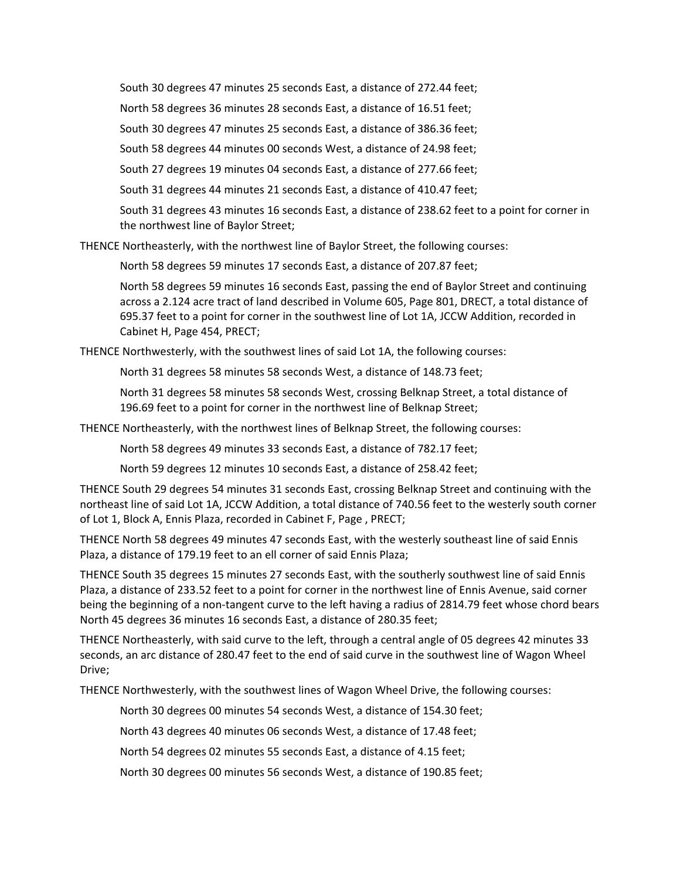South 30 degrees 47 minutes 25 seconds East, a distance of 272.44 feet;

North 58 degrees 36 minutes 28 seconds East, a distance of 16.51 feet;

South 30 degrees 47 minutes 25 seconds East, a distance of 386.36 feet;

South 58 degrees 44 minutes 00 seconds West, a distance of 24.98 feet;

South 27 degrees 19 minutes 04 seconds East, a distance of 277.66 feet;

South 31 degrees 44 minutes 21 seconds East, a distance of 410.47 feet;

South 31 degrees 43 minutes 16 seconds East, a distance of 238.62 feet to a point for corner in the northwest line of Baylor Street;

THENCE Northeasterly, with the northwest line of Baylor Street, the following courses:

North 58 degrees 59 minutes 17 seconds East, a distance of 207.87 feet;

North 58 degrees 59 minutes 16 seconds East, passing the end of Baylor Street and continuing across a 2.124 acre tract of land described in Volume 605, Page 801, DRECT, a total distance of 695.37 feet to a point for corner in the southwest line of Lot 1A, JCCW Addition, recorded in Cabinet H, Page 454, PRECT;

THENCE Northwesterly, with the southwest lines of said Lot 1A, the following courses:

North 31 degrees 58 minutes 58 seconds West, a distance of 148.73 feet;

North 31 degrees 58 minutes 58 seconds West, crossing Belknap Street, a total distance of 196.69 feet to a point for corner in the northwest line of Belknap Street;

THENCE Northeasterly, with the northwest lines of Belknap Street, the following courses:

North 58 degrees 49 minutes 33 seconds East, a distance of 782.17 feet;

North 59 degrees 12 minutes 10 seconds East, a distance of 258.42 feet;

THENCE South 29 degrees 54 minutes 31 seconds East, crossing Belknap Street and continuing with the northeast line of said Lot 1A, JCCW Addition, a total distance of 740.56 feet to the westerly south corner of Lot 1, Block A, Ennis Plaza, recorded in Cabinet F, Page , PRECT;

THENCE North 58 degrees 49 minutes 47 seconds East, with the westerly southeast line of said Ennis Plaza, a distance of 179.19 feet to an ell corner of said Ennis Plaza;

THENCE South 35 degrees 15 minutes 27 seconds East, with the southerly southwest line of said Ennis Plaza, a distance of 233.52 feet to a point for corner in the northwest line of Ennis Avenue, said corner being the beginning of a non-tangent curve to the left having a radius of 2814.79 feet whose chord bears North 45 degrees 36 minutes 16 seconds East, a distance of 280.35 feet;

THENCE Northeasterly, with said curve to the left, through a central angle of 05 degrees 42 minutes 33 seconds, an arc distance of 280.47 feet to the end of said curve in the southwest line of Wagon Wheel Drive;

THENCE Northwesterly, with the southwest lines of Wagon Wheel Drive, the following courses:

North 30 degrees 00 minutes 54 seconds West, a distance of 154.30 feet;

North 43 degrees 40 minutes 06 seconds West, a distance of 17.48 feet;

North 54 degrees 02 minutes 55 seconds East, a distance of 4.15 feet;

North 30 degrees 00 minutes 56 seconds West, a distance of 190.85 feet;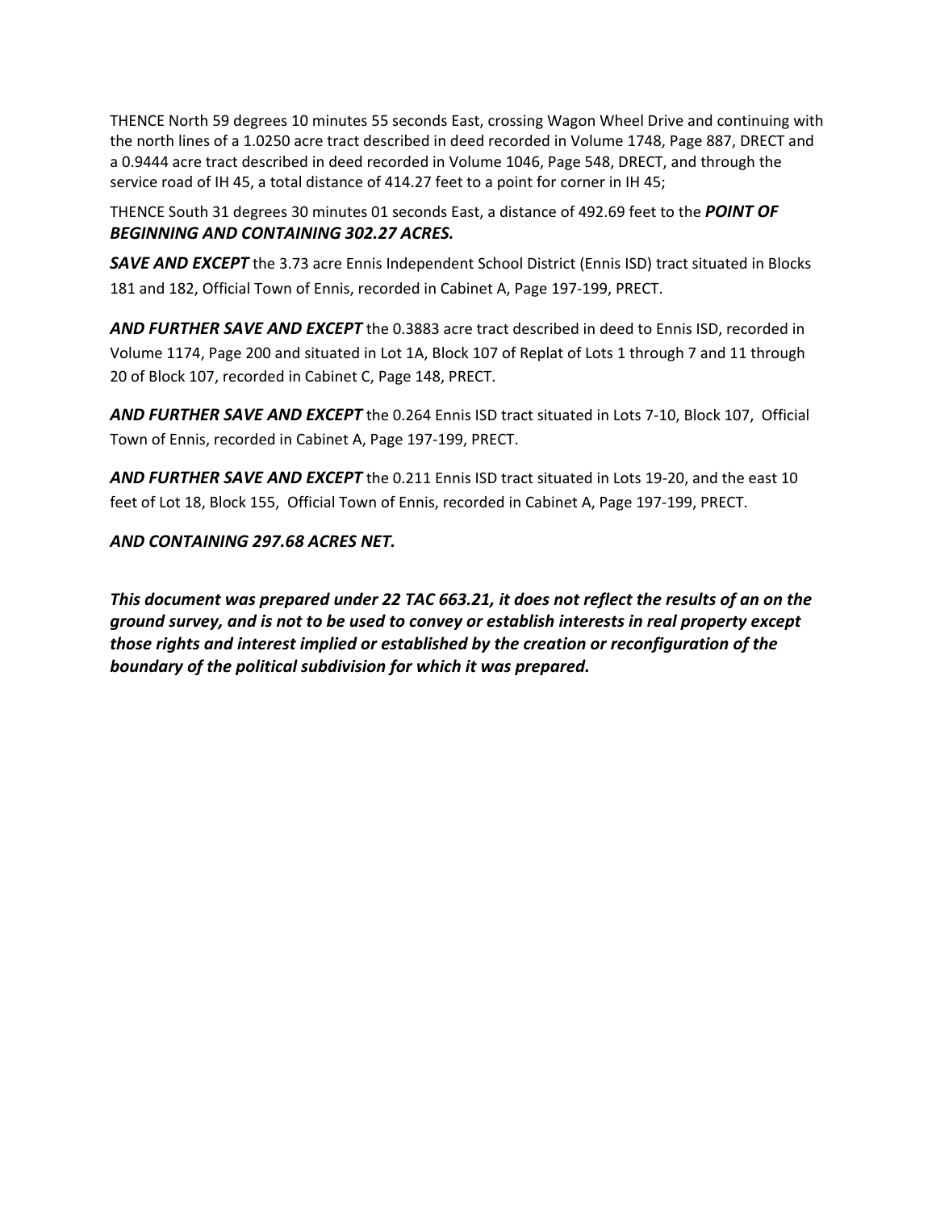THENCE North 59 degrees 10 minutes 55 seconds East, crossing Wagon Wheel Drive and continuing with the north lines of a 1.0250 acre tract described in deed recorded in Volume 1748, Page 887, DRECT and a 0.9444 acre tract described in deed recorded in Volume 1046, Page 548, DRECT, and through the service road of IH 45, a total distance of 414.27 feet to a point for corner in IH 45;

THENCE South 31 degrees 30 minutes 01 seconds East, a distance of 492.69 feet to the ***POINT OF BEGINNING AND CONTAINING 302.27 ACRES.***

***SAVE AND EXCEPT*** the 3.73 acre Ennis Independent School District (Ennis ISD) tract situated in Blocks 181 and 182, Official Town of Ennis, recorded in Cabinet A, Page 197-199, PRECT.

***AND FURTHER SAVE AND EXCEPT*** the 0.3883 acre tract described in deed to Ennis ISD, recorded in Volume 1174, Page 200 and situated in Lot 1A, Block 107 of Replat of Lots 1 through 7 and 11 through 20 of Block 107, recorded in Cabinet C, Page 148, PRECT.

***AND FURTHER SAVE AND EXCEPT*** the 0.264 Ennis ISD tract situated in Lots 7-10, Block 107, Official Town of Ennis, recorded in Cabinet A, Page 197-199, PRECT.

***AND FURTHER SAVE AND EXCEPT*** the 0.211 Ennis ISD tract situated in Lots 19-20, and the east 10 feet of Lot 18, Block 155, Official Town of Ennis, recorded in Cabinet A, Page 197-199, PRECT.

***AND CONTAINING 297.68 ACRES NET.***

***This document was prepared under 22 TAC 663.21, it does not reflect the results of an on the ground survey, and is not to be used to convey or establish interests in real property except those rights and interest implied or established by the creation or reconfiguration of the boundary of the political subdivision for which it was prepared.***